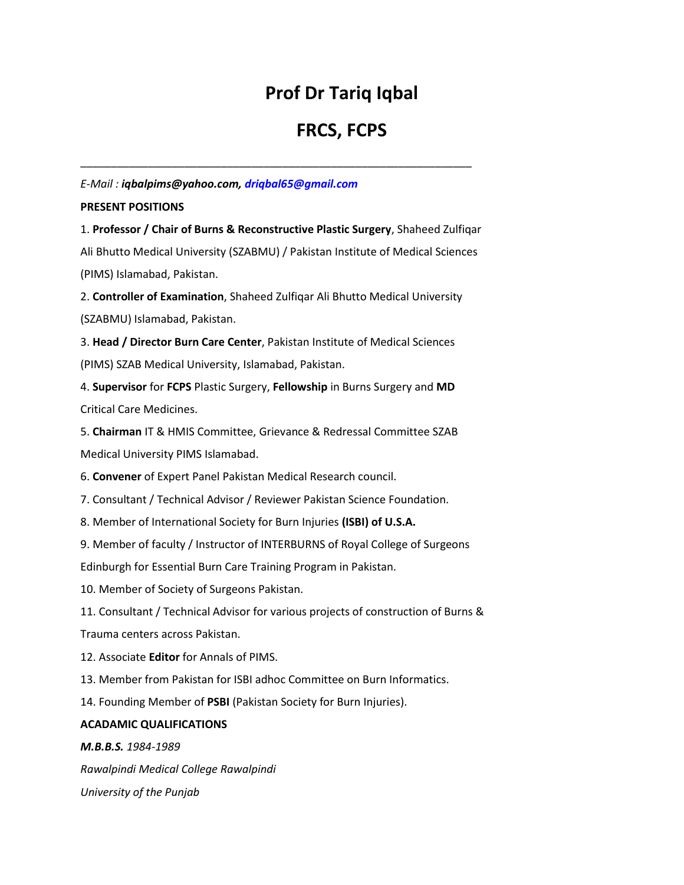# Prof Dr Tariq Iqbal

# FRCS, FCPS

---

*E-Mail :* ***iqbalpims@yahoo.com, driqbal65@gmail.com***

**PRESENT POSITIONS**

1. **Professor / Chair of Burns & Reconstructive Plastic Surgery**, Shaheed Zulfiqar Ali Bhutto Medical University (SZABMU) / Pakistan Institute of Medical Sciences (PIMS) Islamabad, Pakistan.
2. **Controller of Examination**, Shaheed Zulfiqar Ali Bhutto Medical University (SZABMU) Islamabad, Pakistan.
3. **Head / Director Burn Care Center**, Pakistan Institute of Medical Sciences (PIMS) SZAB Medical University, Islamabad, Pakistan.
4. **Supervisor** for **FCPS** Plastic Surgery, **Fellowship** in Burns Surgery and **MD** Critical Care Medicines.
5. **Chairman** IT & HMIS Committee, Grievance & Redressal Committee SZAB Medical University PIMS Islamabad.
6. **Convener** of Expert Panel Pakistan Medical Research council.
7. Consultant / Technical Advisor / Reviewer Pakistan Science Foundation.
8. Member of International Society for Burn Injuries **(ISBI) of U.S.A.**
9. Member of faculty / Instructor of INTERBURNS of Royal College of Surgeons Edinburgh for Essential Burn Care Training Program in Pakistan.
10. Member of Society of Surgeons Pakistan.
11. Consultant / Technical Advisor for various projects of construction of Burns & Trauma centers across Pakistan.
12. Associate **Editor** for Annals of PIMS.
13. Member from Pakistan for ISBI adhoc Committee on Burn Informatics.
14. Founding Member of **PSBI** (Pakistan Society for Burn Injuries).

**ACADAMIC QUALIFICATIONS**

***M.B.B.S.*** *1984-1989*

*Rawalpindi Medical College Rawalpindi*

*University of the Punjab*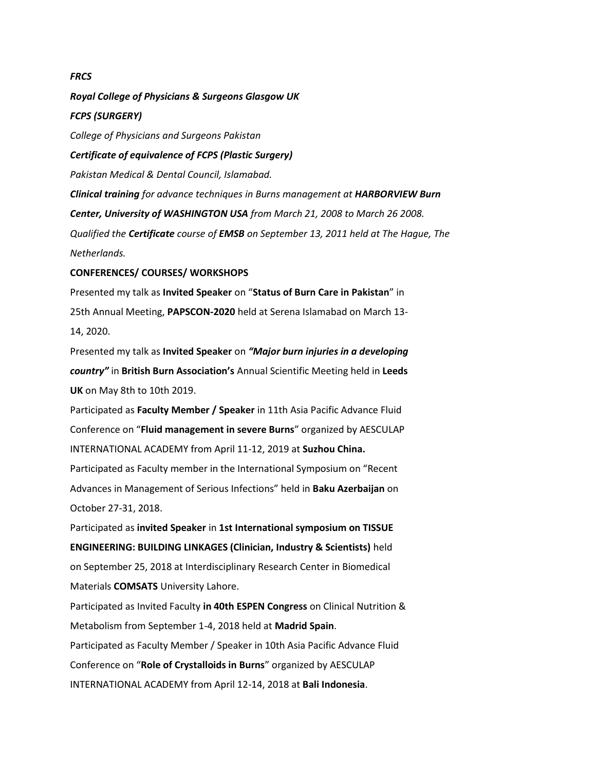***FRCS***

***Royal College of Physicians & Surgeons Glasgow UK***

***FCPS (SURGERY)***

*College of Physicians and Surgeons Pakistan*

***Certificate of equivalence of FCPS (Plastic Surgery)***

*Pakistan Medical & Dental Council, Islamabad.*

***Clinical training** for advance techniques in Burns management at **HARBORVIEW Burn Center, University of WASHINGTON USA** from March 21, 2008 to March 26 2008.*

*Qualified the **Certificate** course of **EMSB** on September 13, 2011 held at The Hague, The Netherlands.*

**CONFERENCES/ COURSES/ WORKSHOPS**

Presented my talk as **Invited Speaker** on "**Status of Burn Care in Pakistan**" in 25th Annual Meeting, **PAPSCON-2020** held at Serena Islamabad on March 13-14, 2020.

Presented my talk as **Invited Speaker** on ***"Major burn injuries in a developing country"*** in **British Burn Association's** Annual Scientific Meeting held in **Leeds UK** on May 8th to 10th 2019.

Participated as **Faculty Member / Speaker** in 11th Asia Pacific Advance Fluid Conference on "**Fluid management in severe Burns**" organized by AESCULAP INTERNATIONAL ACADEMY from April 11-12, 2019 at **Suzhou China.**

Participated as Faculty member in the International Symposium on "Recent Advances in Management of Serious Infections" held in **Baku Azerbaijan** on October 27-31, 2018.

Participated as **invited Speaker** in **1st International symposium on TISSUE ENGINEERING: BUILDING LINKAGES (Clinician, Industry & Scientists)** held on September 25, 2018 at Interdisciplinary Research Center in Biomedical Materials **COMSATS** University Lahore.

Participated as Invited Faculty **in 40th ESPEN Congress** on Clinical Nutrition & Metabolism from September 1-4, 2018 held at **Madrid Spain**.

Participated as Faculty Member / Speaker in 10th Asia Pacific Advance Fluid Conference on "**Role of Crystalloids in Burns**" organized by AESCULAP INTERNATIONAL ACADEMY from April 12-14, 2018 at **Bali Indonesia**.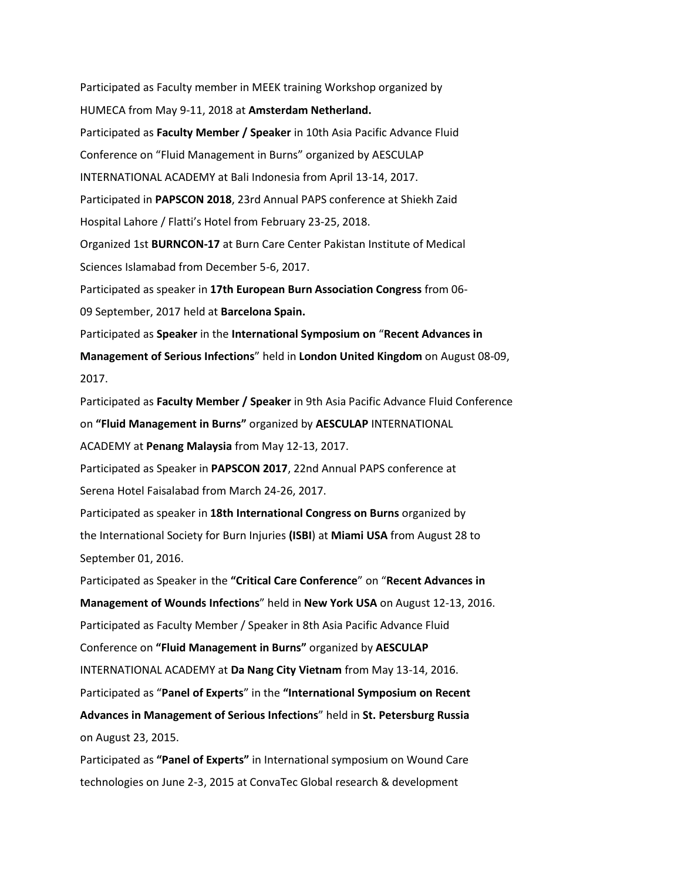Participated as Faculty member in MEEK training Workshop organized by HUMECA from May 9-11, 2018 at **Amsterdam Netherland.**

Participated as **Faculty Member / Speaker** in 10th Asia Pacific Advance Fluid Conference on "Fluid Management in Burns" organized by AESCULAP INTERNATIONAL ACADEMY at Bali Indonesia from April 13-14, 2017.

Participated in **PAPSCON 2018**, 23rd Annual PAPS conference at Shiekh Zaid Hospital Lahore / Flatti's Hotel from February 23-25, 2018.

Organized 1st **BURNCON-17** at Burn Care Center Pakistan Institute of Medical Sciences Islamabad from December 5-6, 2017.

Participated as speaker in **17th European Burn Association Congress** from 06-09 September, 2017 held at **Barcelona Spain.**

Participated as **Speaker** in the **International Symposium on** "**Recent Advances in Management of Serious Infections**" held in **London United Kingdom** on August 08-09, 2017.

Participated as **Faculty Member / Speaker** in 9th Asia Pacific Advance Fluid Conference on **"Fluid Management in Burns"** organized by **AESCULAP** INTERNATIONAL ACADEMY at **Penang Malaysia** from May 12-13, 2017.

Participated as Speaker in **PAPSCON 2017**, 22nd Annual PAPS conference at Serena Hotel Faisalabad from March 24-26, 2017.

Participated as speaker in **18th International Congress on Burns** organized by the International Society for Burn Injuries **(ISBI)** at **Miami USA** from August 28 to September 01, 2016.

Participated as Speaker in the **"Critical Care Conference**" on "**Recent Advances in Management of Wounds Infections**" held in **New York USA** on August 12-13, 2016.

Participated as Faculty Member / Speaker in 8th Asia Pacific Advance Fluid Conference on **"Fluid Management in Burns"** organized by **AESCULAP** INTERNATIONAL ACADEMY at **Da Nang City Vietnam** from May 13-14, 2016.

Participated as "**Panel of Experts**" in the **"International Symposium on Recent Advances in Management of Serious Infections**" held in **St. Petersburg Russia** on August 23, 2015.

Participated as **"Panel of Experts"** in International symposium on Wound Care technologies on June 2-3, 2015 at ConvaTec Global research & development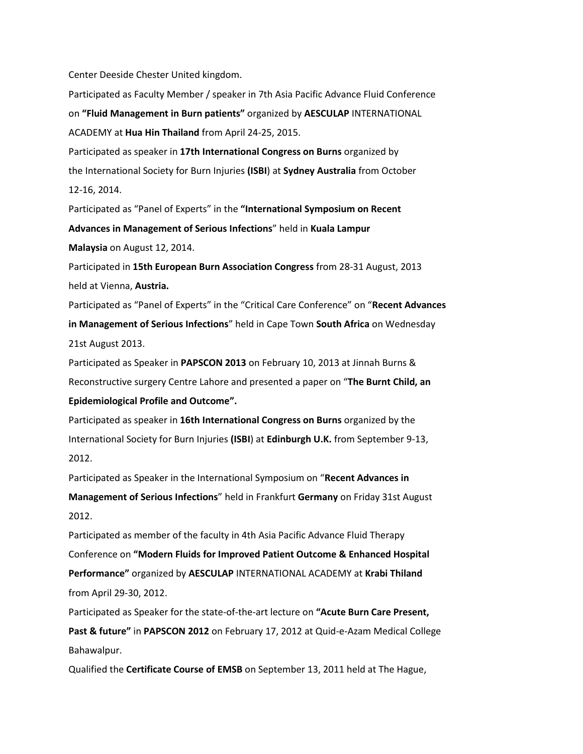Center Deeside Chester United kingdom.

Participated as Faculty Member / speaker in 7th Asia Pacific Advance Fluid Conference on **"Fluid Management in Burn patients"** organized by **AESCULAP** INTERNATIONAL ACADEMY at **Hua Hin Thailand** from April 24-25, 2015.

Participated as speaker in **17th International Congress on Burns** organized by the International Society for Burn Injuries **(ISBI**) at **Sydney Australia** from October 12-16, 2014.

Participated as "Panel of Experts" in the **"International Symposium on Recent Advances in Management of Serious Infections**" held in **Kuala Lampur Malaysia** on August 12, 2014.

Participated in **15th European Burn Association Congress** from 28-31 August, 2013 held at Vienna, **Austria.**

Participated as "Panel of Experts" in the "Critical Care Conference" on "**Recent Advances in Management of Serious Infections**" held in Cape Town **South Africa** on Wednesday 21st August 2013.

Participated as Speaker in **PAPSCON 2013** on February 10, 2013 at Jinnah Burns & Reconstructive surgery Centre Lahore and presented a paper on "**The Burnt Child, an Epidemiological Profile and Outcome".**

Participated as speaker in **16th International Congress on Burns** organized by the International Society for Burn Injuries **(ISBI**) at **Edinburgh U.K.** from September 9-13, 2012.

Participated as Speaker in the International Symposium on "**Recent Advances in Management of Serious Infections**" held in Frankfurt **Germany** on Friday 31st August 2012.

Participated as member of the faculty in 4th Asia Pacific Advance Fluid Therapy Conference on **"Modern Fluids for Improved Patient Outcome & Enhanced Hospital Performance"** organized by **AESCULAP** INTERNATIONAL ACADEMY at **Krabi Thiland** from April 29-30, 2012.

Participated as Speaker for the state-of-the-art lecture on **"Acute Burn Care Present, Past & future"** in **PAPSCON 2012** on February 17, 2012 at Quid-e-Azam Medical College Bahawalpur.

Qualified the **Certificate Course of EMSB** on September 13, 2011 held at The Hague,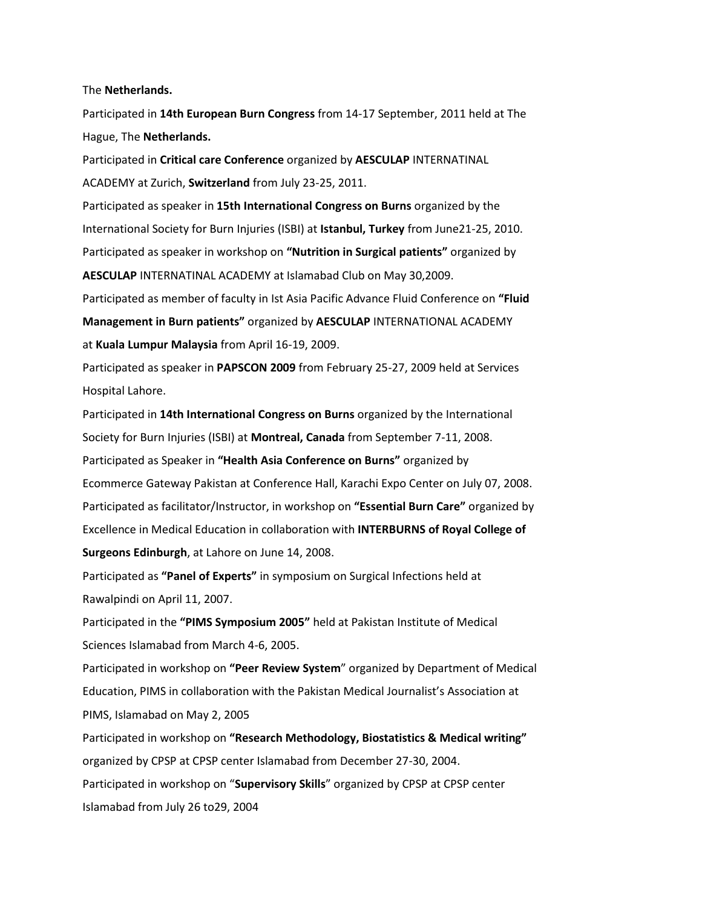The **Netherlands.**

Participated in **14th European Burn Congress** from 14-17 September, 2011 held at The Hague, The **Netherlands.**

Participated in **Critical care Conference** organized by **AESCULAP** INTERNATINAL ACADEMY at Zurich, **Switzerland** from July 23-25, 2011.

Participated as speaker in **15th International Congress on Burns** organized by the International Society for Burn Injuries (ISBI) at **Istanbul, Turkey** from June21-25, 2010.

Participated as speaker in workshop on **"Nutrition in Surgical patients"** organized by **AESCULAP** INTERNATINAL ACADEMY at Islamabad Club on May 30,2009.

Participated as member of faculty in Ist Asia Pacific Advance Fluid Conference on **"Fluid Management in Burn patients"** organized by **AESCULAP** INTERNATIONAL ACADEMY at **Kuala Lumpur Malaysia** from April 16-19, 2009.

Participated as speaker in **PAPSCON 2009** from February 25-27, 2009 held at Services Hospital Lahore.

Participated in **14th International Congress on Burns** organized by the International Society for Burn Injuries (ISBI) at **Montreal, Canada** from September 7-11, 2008.

Participated as Speaker in **"Health Asia Conference on Burns"** organized by Ecommerce Gateway Pakistan at Conference Hall, Karachi Expo Center on July 07, 2008.

Participated as facilitator/Instructor, in workshop on **"Essential Burn Care"** organized by Excellence in Medical Education in collaboration with **INTERBURNS of Royal College of Surgeons Edinburgh**, at Lahore on June 14, 2008.

Participated as **"Panel of Experts"** in symposium on Surgical Infections held at Rawalpindi on April 11, 2007.

Participated in the **"PIMS Symposium 2005"** held at Pakistan Institute of Medical Sciences Islamabad from March 4-6, 2005.

Participated in workshop on **"Peer Review System"** organized by Department of Medical Education, PIMS in collaboration with the Pakistan Medical Journalist's Association at PIMS, Islamabad on May 2, 2005

Participated in workshop on **"Research Methodology, Biostatistics & Medical writing"** organized by CPSP at CPSP center Islamabad from December 27-30, 2004.

Participated in workshop on "**Supervisory Skills**" organized by CPSP at CPSP center Islamabad from July 26 to29, 2004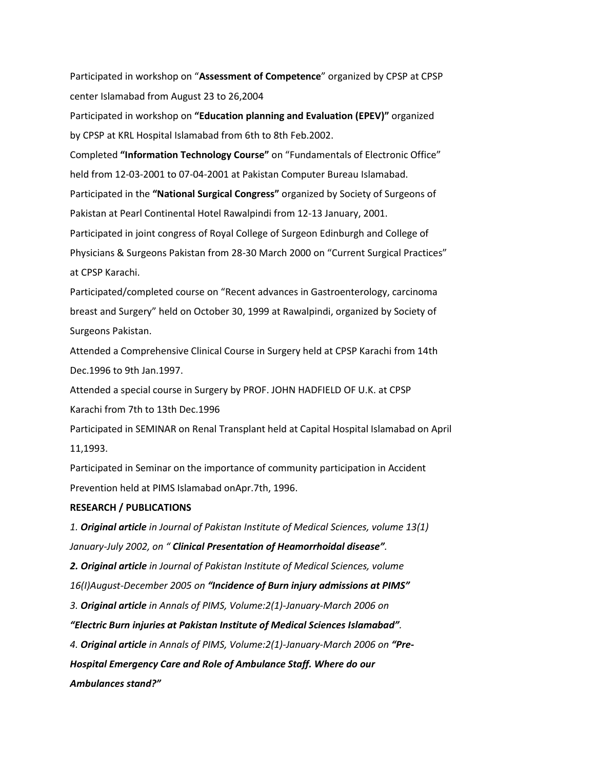Participated in workshop on "**Assessment of Competence**" organized by CPSP at CPSP center Islamabad from August 23 to 26,2004

Participated in workshop on **"Education planning and Evaluation (EPEV)"** organized by CPSP at KRL Hospital Islamabad from 6th to 8th Feb.2002.

Completed **"Information Technology Course"** on "Fundamentals of Electronic Office" held from 12-03-2001 to 07-04-2001 at Pakistan Computer Bureau Islamabad.

Participated in the **"National Surgical Congress"** organized by Society of Surgeons of Pakistan at Pearl Continental Hotel Rawalpindi from 12-13 January, 2001.

Participated in joint congress of Royal College of Surgeon Edinburgh and College of Physicians & Surgeons Pakistan from 28-30 March 2000 on "Current Surgical Practices" at CPSP Karachi.

Participated/completed course on "Recent advances in Gastroenterology, carcinoma breast and Surgery" held on October 30, 1999 at Rawalpindi, organized by Society of Surgeons Pakistan.

Attended a Comprehensive Clinical Course in Surgery held at CPSP Karachi from 14th Dec.1996 to 9th Jan.1997.

Attended a special course in Surgery by PROF. JOHN HADFIELD OF U.K. at CPSP Karachi from 7th to 13th Dec.1996

Participated in SEMINAR on Renal Transplant held at Capital Hospital Islamabad on April 11,1993.

Participated in Seminar on the importance of community participation in Accident Prevention held at PIMS Islamabad onApr.7th, 1996.

**RESEARCH / PUBLICATIONS**

*1. **Original article** in Journal of Pakistan Institute of Medical Sciences, volume 13(1) January-July 2002, on " **Clinical Presentation of Heamorrhoidal disease"**.*

***2. Original article** in Journal of Pakistan Institute of Medical Sciences, volume 16(I)August-December 2005 on **"Incidence of Burn injury admissions at PIMS"***

*3. **Original article** in Annals of PIMS, Volume:2(1)-January-March 2006 on*
***"Electric Burn injuries at Pakistan Institute of Medical Sciences Islamabad"**.*

*4. **Original article** in Annals of PIMS, Volume:2(1)-January-March 2006 on **"Pre-Hospital Emergency Care and Role of Ambulance Staff. Where do our Ambulances stand?"***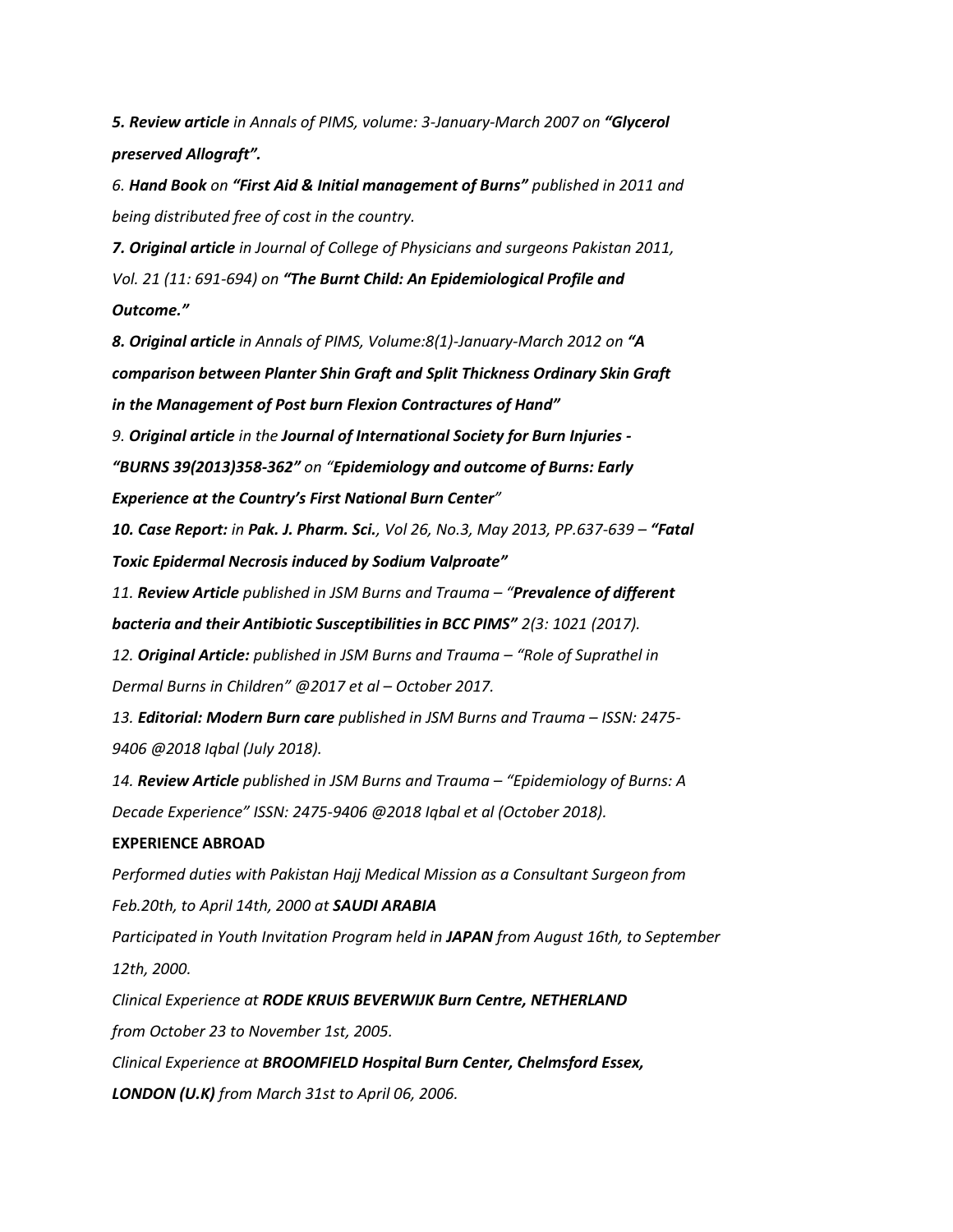***5. Review article** in Annals of PIMS, volume: 3-January-March 2007 on **"Glycerol preserved Allograft".***

*6. **Hand Book** on **"First Aid & Initial management of Burns"** published in 2011 and being distributed free of cost in the country.*

***7. Original article** in Journal of College of Physicians and surgeons Pakistan 2011, Vol. 21 (11: 691-694) on **"The Burnt Child: An Epidemiological Profile and Outcome."***

***8. Original article** in Annals of PIMS, Volume:8(1)-January-March 2012 on **"A comparison between Planter Shin Graft and Split Thickness Ordinary Skin Graft in the Management of Post burn Flexion Contractures of Hand"***

*9. **Original article** in the **Journal of International Society for Burn Injuries - "BURNS 39(2013)358-362"** on "**Epidemiology and outcome of Burns: Early Experience at the Country's First National Burn Center**"*

***10. Case Report:** in **Pak. J. Pharm. Sci.**, Vol 26, No.3, May 2013, PP.637-639 – **"Fatal Toxic Epidermal Necrosis induced by Sodium Valproate"***

*11. **Review Article** published in JSM Burns and Trauma – "**Prevalence of different bacteria and their Antibiotic Susceptibilities in BCC PIMS"** 2(3: 1021 (2017).*

*12. **Original Article:** published in JSM Burns and Trauma – "Role of Suprathel in Dermal Burns in Children" @2017 et al – October 2017.*

*13. **Editorial: Modern Burn care** published in JSM Burns and Trauma – ISSN: 2475-9406 @2018 Iqbal (July 2018).*

*14. **Review Article** published in JSM Burns and Trauma – "Epidemiology of Burns: A Decade Experience" ISSN: 2475-9406 @2018 Iqbal et al (October 2018).*

**EXPERIENCE ABROAD**

*Performed duties with Pakistan Hajj Medical Mission as a Consultant Surgeon from Feb.20th, to April 14th, 2000 at **SAUDI ARABIA***

*Participated in Youth Invitation Program held in **JAPAN** from August 16th, to September 12th, 2000.*

*Clinical Experience at **RODE KRUIS BEVERWIJK Burn Centre, NETHERLAND** from October 23 to November 1st, 2005.*

*Clinical Experience at **BROOMFIELD Hospital Burn Center, Chelmsford Essex, LONDON (U.K)** from March 31st to April 06, 2006.*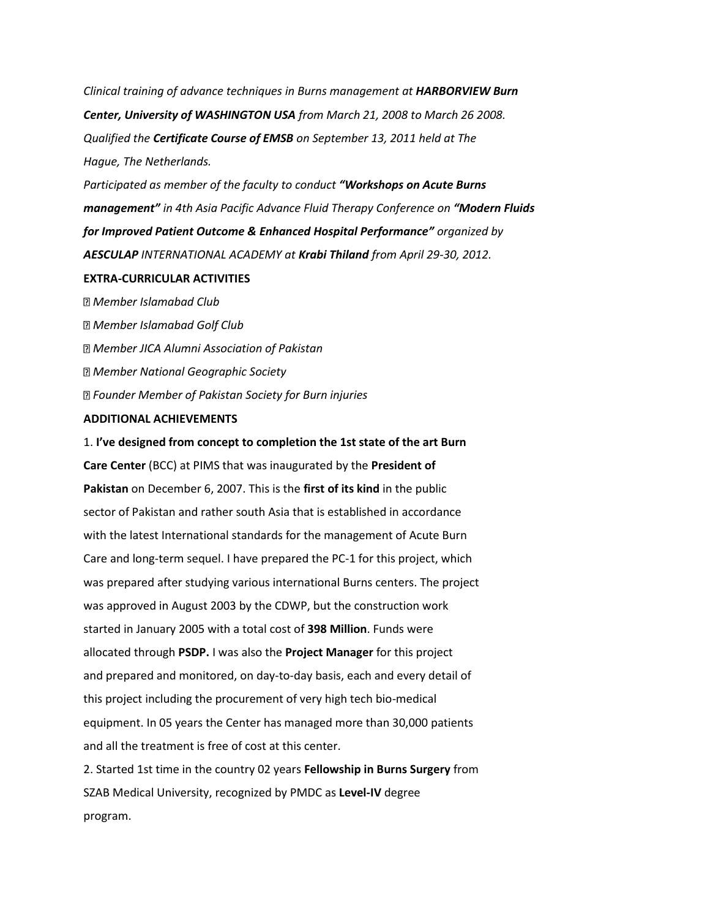*Clinical training of advance techniques in Burns management at **HARBORVIEW Burn Center, University of WASHINGTON USA** from March 21, 2008 to March 26 2008.*

*Qualified the **Certificate Course of EMSB** on September 13, 2011 held at The Hague, The Netherlands.*

*Participated as member of the faculty to conduct **"Workshops on Acute Burns management"** in 4th Asia Pacific Advance Fluid Therapy Conference on **"Modern Fluids for Improved Patient Outcome & Enhanced Hospital Performance"** organized by **AESCULAP** INTERNATIONAL ACADEMY at **Krabi Thiland** from April 29-30, 2012.*

**EXTRA-CURRICULAR ACTIVITIES**

- *Member Islamabad Club*
- *Member Islamabad Golf Club*
- *Member JICA Alumni Association of Pakistan*
- *Member National Geographic Society*
- *Founder Member of Pakistan Society for Burn injuries*

**ADDITIONAL ACHIEVEMENTS**

1. **I've designed from concept to completion the 1st state of the art Burn Care Center** (BCC) at PIMS that was inaugurated by the **President of Pakistan** on December 6, 2007. This is the **first of its kind** in the public sector of Pakistan and rather south Asia that is established in accordance with the latest International standards for the management of Acute Burn Care and long-term sequel. I have prepared the PC-1 for this project, which was prepared after studying various international Burns centers. The project was approved in August 2003 by the CDWP, but the construction work started in January 2005 with a total cost of **398 Million**. Funds were allocated through **PSDP.** I was also the **Project Manager** for this project and prepared and monitored, on day-to-day basis, each and every detail of this project including the procurement of very high tech bio-medical equipment. In 05 years the Center has managed more than 30,000 patients and all the treatment is free of cost at this center.
2. Started 1st time in the country 02 years **Fellowship in Burns Surgery** from SZAB Medical University, recognized by PMDC as **Level-IV** degree program.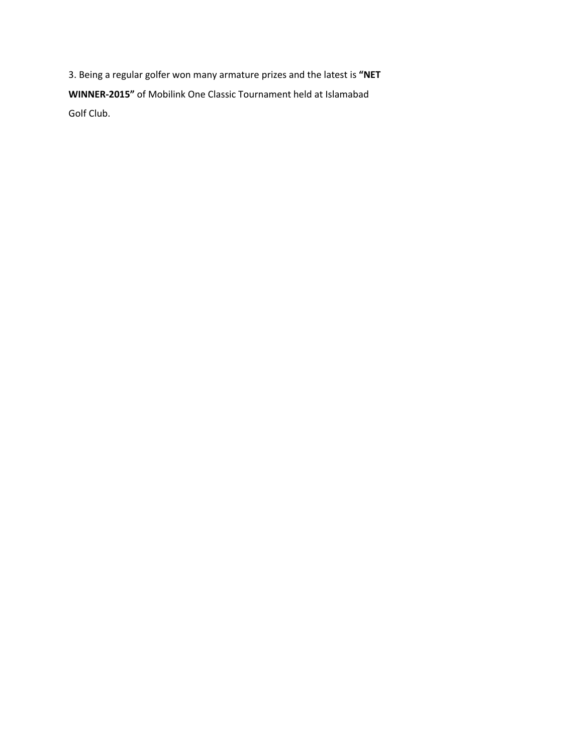3. Being a regular golfer won many armature prizes and the latest is **"NET WINNER-2015"** of Mobilink One Classic Tournament held at Islamabad Golf Club.